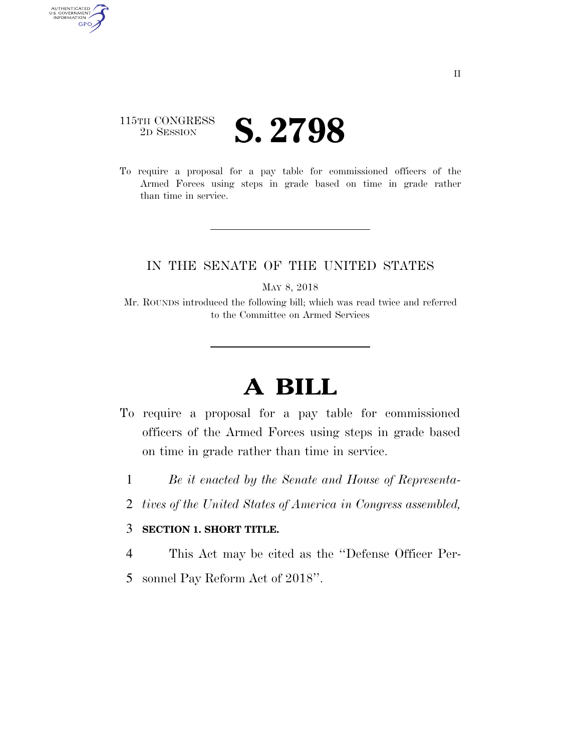115TH CONGRESS
2D SESSION

# S. 2798

To require a proposal for a pay table for commissioned officers of the Armed Forces using steps in grade based on time in grade rather than time in service.

IN THE SENATE OF THE UNITED STATES

MAY 8, 2018

Mr. ROUNDS introduced the following bill; which was read twice and referred to the Committee on Armed Services

# A BILL

To require a proposal for a pay table for commissioned officers of the Armed Forces using steps in grade based on time in grade rather than time in service.

1 *Be it enacted by the Senate and House of Representa-*
2 *tives of the United States of America in Congress assembled,*

3 **SECTION 1. SHORT TITLE.**

4 This Act may be cited as the "Defense Officer Per-
5 sonnel Pay Reform Act of 2018".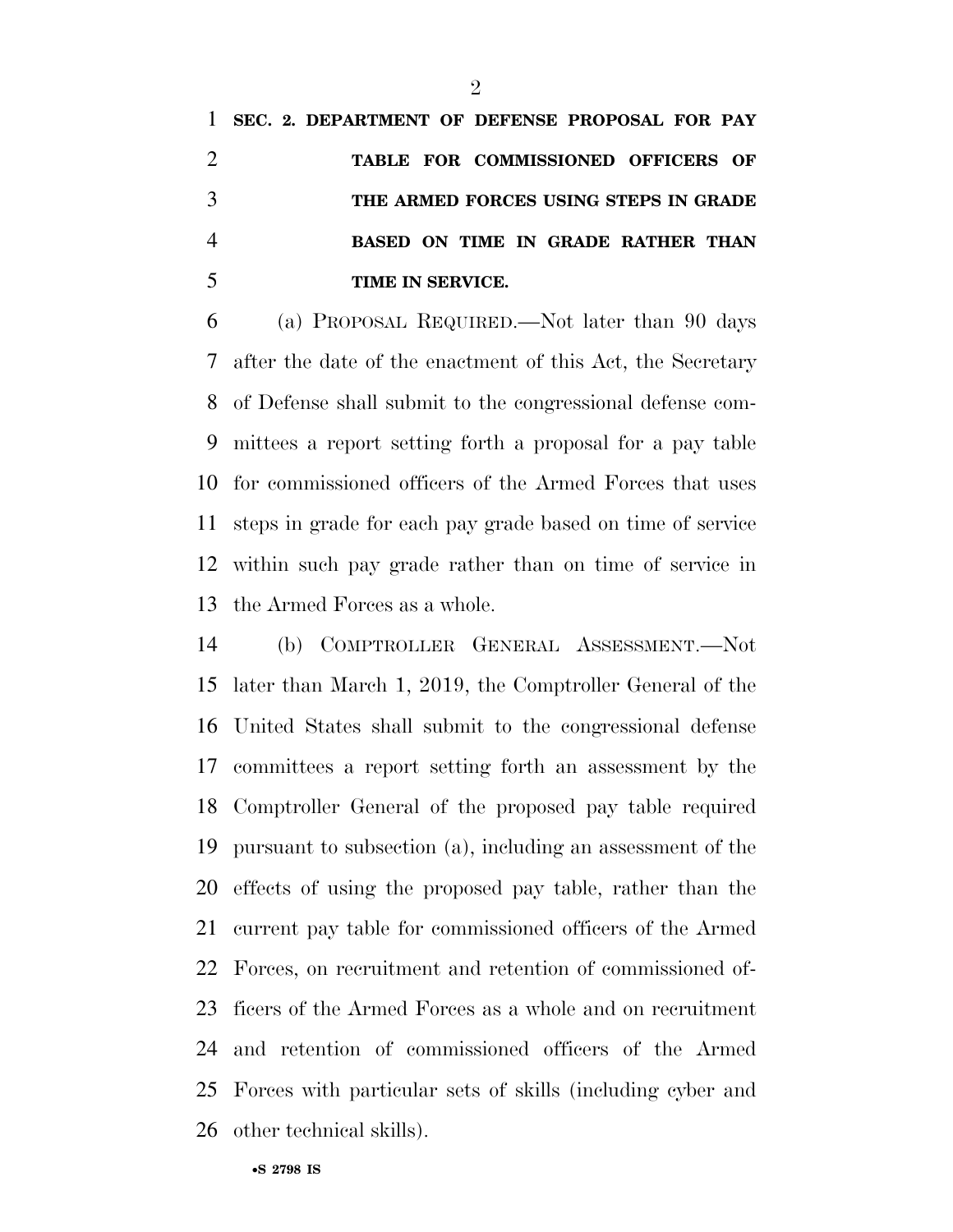**SEC. 2. DEPARTMENT OF DEFENSE PROPOSAL FOR PAY TABLE FOR COMMISSIONED OFFICERS OF THE ARMED FORCES USING STEPS IN GRADE BASED ON TIME IN GRADE RATHER THAN TIME IN SERVICE.**

(a) PROPOSAL REQUIRED.—Not later than 90 days after the date of the enactment of this Act, the Secretary of Defense shall submit to the congressional defense committees a report setting forth a proposal for a pay table for commissioned officers of the Armed Forces that uses steps in grade for each pay grade based on time of service within such pay grade rather than on time of service in the Armed Forces as a whole.

(b) COMPTROLLER GENERAL ASSESSMENT.—Not later than March 1, 2019, the Comptroller General of the United States shall submit to the congressional defense committees a report setting forth an assessment by the Comptroller General of the proposed pay table required pursuant to subsection (a), including an assessment of the effects of using the proposed pay table, rather than the current pay table for commissioned officers of the Armed Forces, on recruitment and retention of commissioned officers of the Armed Forces as a whole and on recruitment and retention of commissioned officers of the Armed Forces with particular sets of skills (including cyber and other technical skills).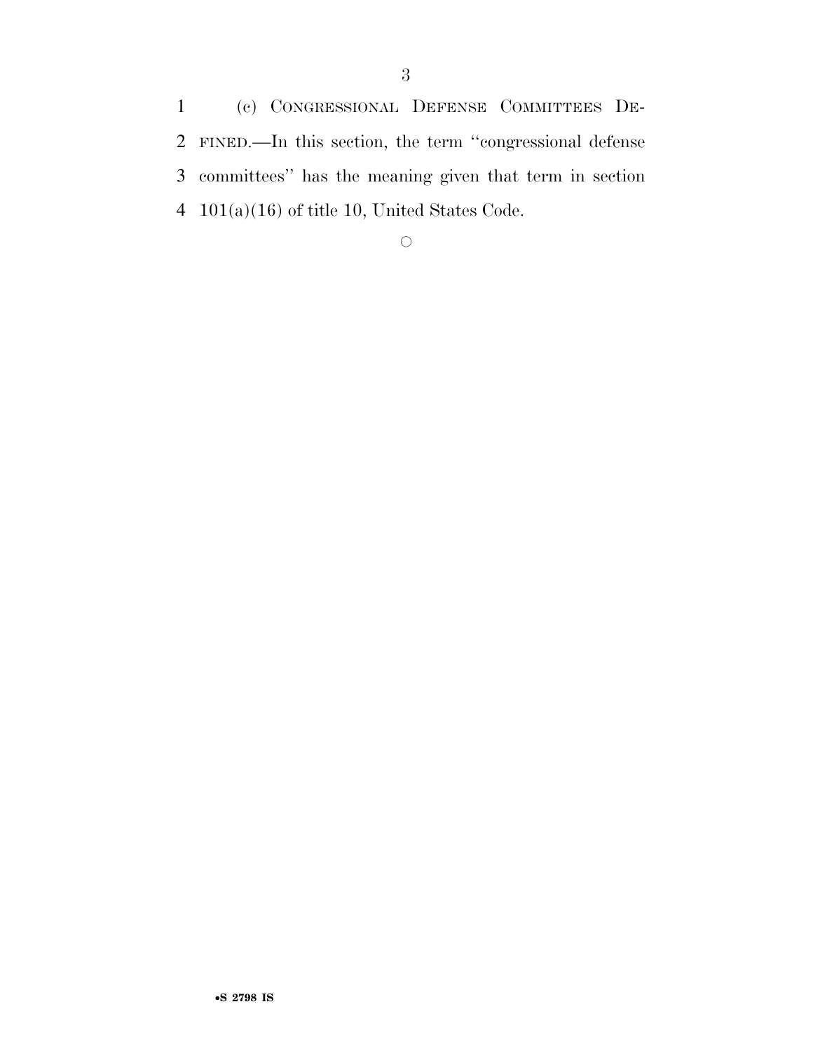(c) CONGRESSIONAL DEFENSE COMMITTEES DEFINED.—In this section, the term ''congressional defense committees'' has the meaning given that term in section 101(a)(16) of title 10, United States Code.

○